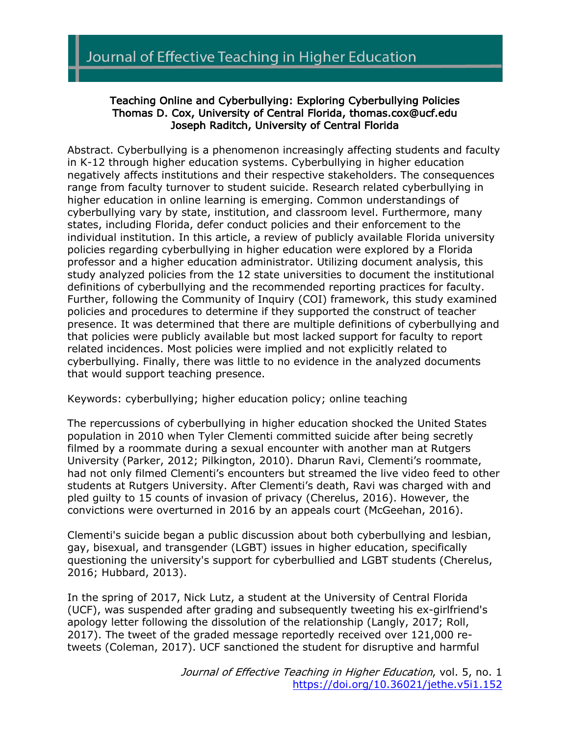# Teaching Online and Cyberbullying: Exploring Cyberbullying Policies

**Thomas D. Cox, University of Central Florida, thomas.cox@ucf.edu**
**Joseph Raditch, University of Central Florida**

Abstract. Cyberbullying is a phenomenon increasingly affecting students and faculty in K-12 through higher education systems. Cyberbullying in higher education negatively affects institutions and their respective stakeholders. The consequences range from faculty turnover to student suicide. Research related cyberbullying in higher education in online learning is emerging. Common understandings of cyberbullying vary by state, institution, and classroom level. Furthermore, many states, including Florida, defer conduct policies and their enforcement to the individual institution. In this article, a review of publicly available Florida university policies regarding cyberbullying in higher education were explored by a Florida professor and a higher education administrator. Utilizing document analysis, this study analyzed policies from the 12 state universities to document the institutional definitions of cyberbullying and the recommended reporting practices for faculty. Further, following the Community of Inquiry (COI) framework, this study examined policies and procedures to determine if they supported the construct of teacher presence. It was determined that there are multiple definitions of cyberbullying and that policies were publicly available but most lacked support for faculty to report related incidences. Most policies were implied and not explicitly related to cyberbullying. Finally, there was little to no evidence in the analyzed documents that would support teaching presence.

Keywords: cyberbullying; higher education policy; online teaching

The repercussions of cyberbullying in higher education shocked the United States population in 2010 when Tyler Clementi committed suicide after being secretly filmed by a roommate during a sexual encounter with another man at Rutgers University (Parker, 2012; Pilkington, 2010). Dharun Ravi, Clementi's roommate, had not only filmed Clementi's encounters but streamed the live video feed to other students at Rutgers University. After Clementi's death, Ravi was charged with and pled guilty to 15 counts of invasion of privacy (Cherelus, 2016). However, the convictions were overturned in 2016 by an appeals court (McGeehan, 2016).

Clementi's suicide began a public discussion about both cyberbullying and lesbian, gay, bisexual, and transgender (LGBT) issues in higher education, specifically questioning the university's support for cyberbullied and LGBT students (Cherelus, 2016; Hubbard, 2013).

In the spring of 2017, Nick Lutz, a student at the University of Central Florida (UCF), was suspended after grading and subsequently tweeting his ex-girlfriend's apology letter following the dissolution of the relationship (Langly, 2017; Roll, 2017). The tweet of the graded message reportedly received over 121,000 re-tweets (Coleman, 2017). UCF sanctioned the student for disruptive and harmful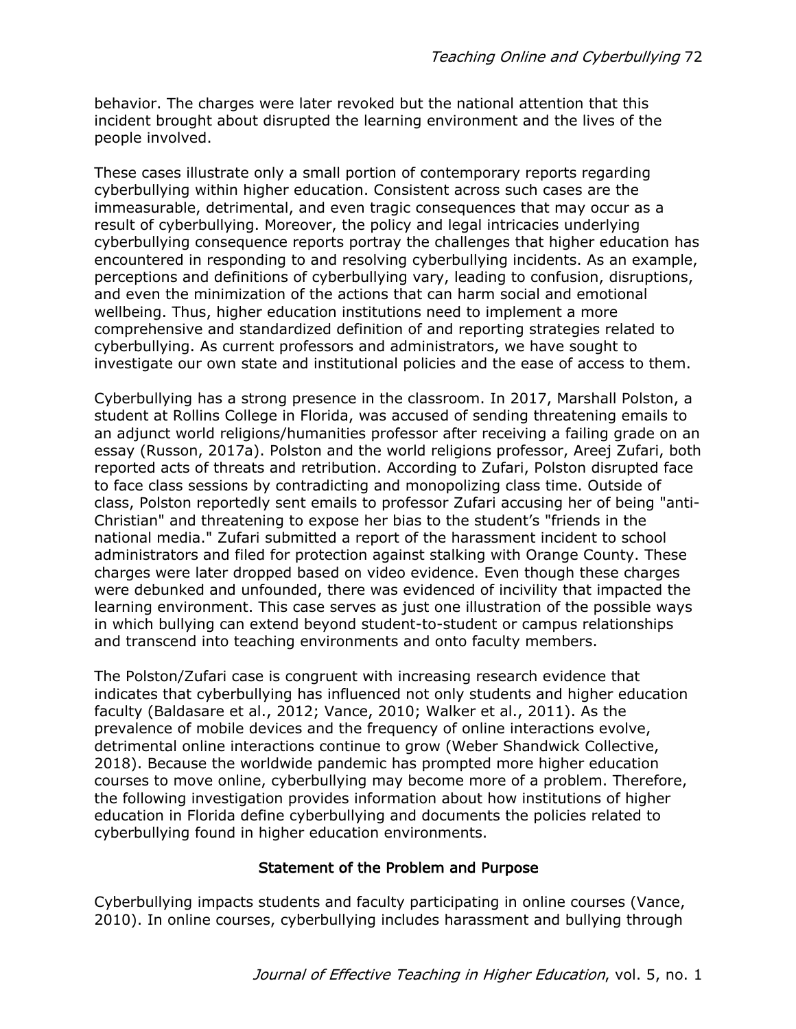behavior. The charges were later revoked but the national attention that this incident brought about disrupted the learning environment and the lives of the people involved.

These cases illustrate only a small portion of contemporary reports regarding cyberbullying within higher education. Consistent across such cases are the immeasurable, detrimental, and even tragic consequences that may occur as a result of cyberbullying. Moreover, the policy and legal intricacies underlying cyberbullying consequence reports portray the challenges that higher education has encountered in responding to and resolving cyberbullying incidents. As an example, perceptions and definitions of cyberbullying vary, leading to confusion, disruptions, and even the minimization of the actions that can harm social and emotional wellbeing. Thus, higher education institutions need to implement a more comprehensive and standardized definition of and reporting strategies related to cyberbullying. As current professors and administrators, we have sought to investigate our own state and institutional policies and the ease of access to them.

Cyberbullying has a strong presence in the classroom. In 2017, Marshall Polston, a student at Rollins College in Florida, was accused of sending threatening emails to an adjunct world religions/humanities professor after receiving a failing grade on an essay (Russon, 2017a). Polston and the world religions professor, Areej Zufari, both reported acts of threats and retribution. According to Zufari, Polston disrupted face to face class sessions by contradicting and monopolizing class time. Outside of class, Polston reportedly sent emails to professor Zufari accusing her of being "anti-Christian" and threatening to expose her bias to the student's "friends in the national media." Zufari submitted a report of the harassment incident to school administrators and filed for protection against stalking with Orange County. These charges were later dropped based on video evidence. Even though these charges were debunked and unfounded, there was evidenced of incivility that impacted the learning environment. This case serves as just one illustration of the possible ways in which bullying can extend beyond student-to-student or campus relationships and transcend into teaching environments and onto faculty members.

The Polston/Zufari case is congruent with increasing research evidence that indicates that cyberbullying has influenced not only students and higher education faculty (Baldasare et al., 2012; Vance, 2010; Walker et al., 2011). As the prevalence of mobile devices and the frequency of online interactions evolve, detrimental online interactions continue to grow (Weber Shandwick Collective, 2018). Because the worldwide pandemic has prompted more higher education courses to move online, cyberbullying may become more of a problem. Therefore, the following investigation provides information about how institutions of higher education in Florida define cyberbullying and documents the policies related to cyberbullying found in higher education environments.

## Statement of the Problem and Purpose

Cyberbullying impacts students and faculty participating in online courses (Vance, 2010). In online courses, cyberbullying includes harassment and bullying through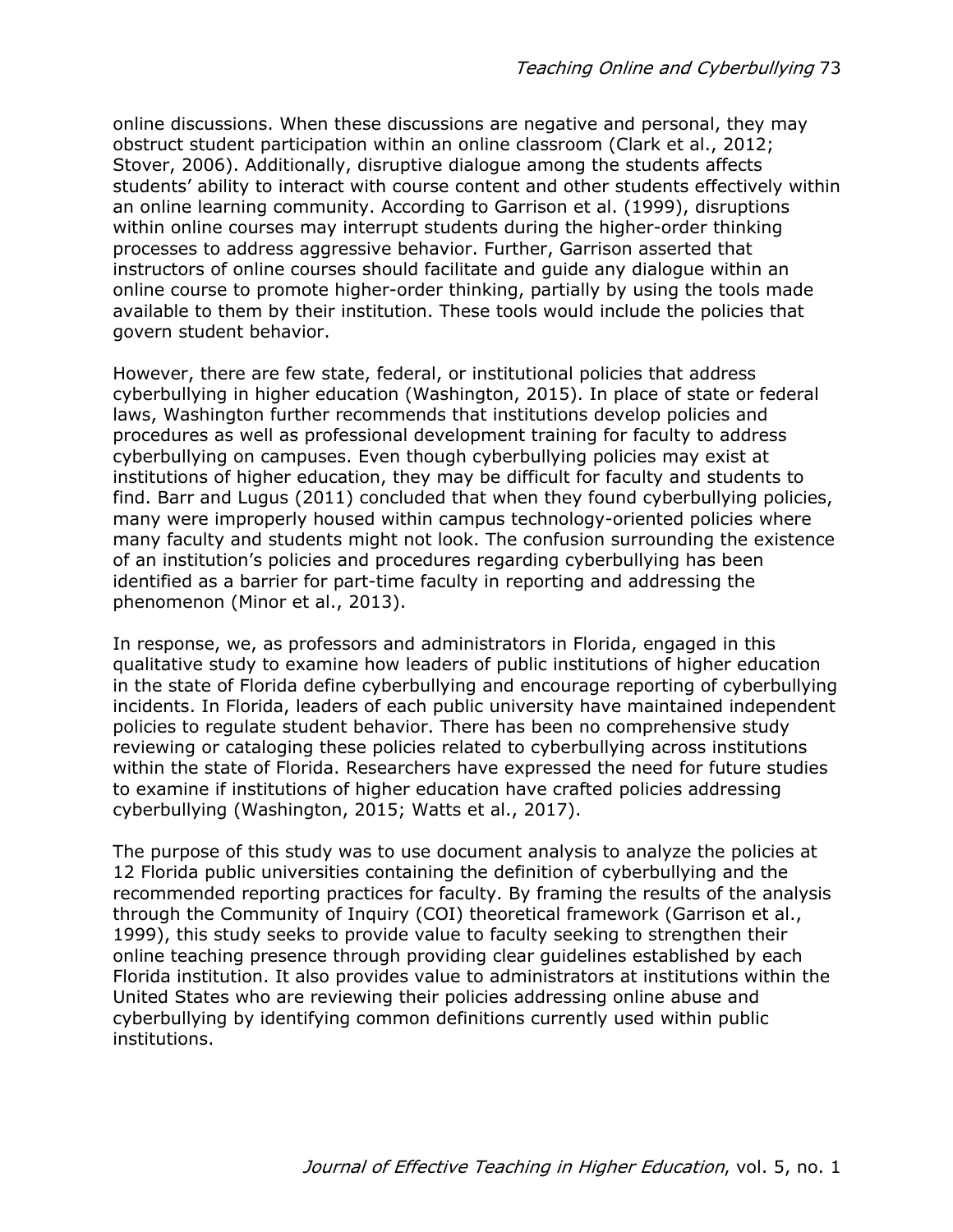online discussions. When these discussions are negative and personal, they may obstruct student participation within an online classroom (Clark et al., 2012; Stover, 2006). Additionally, disruptive dialogue among the students affects students' ability to interact with course content and other students effectively within an online learning community. According to Garrison et al. (1999), disruptions within online courses may interrupt students during the higher-order thinking processes to address aggressive behavior. Further, Garrison asserted that instructors of online courses should facilitate and guide any dialogue within an online course to promote higher-order thinking, partially by using the tools made available to them by their institution. These tools would include the policies that govern student behavior.

However, there are few state, federal, or institutional policies that address cyberbullying in higher education (Washington, 2015). In place of state or federal laws, Washington further recommends that institutions develop policies and procedures as well as professional development training for faculty to address cyberbullying on campuses. Even though cyberbullying policies may exist at institutions of higher education, they may be difficult for faculty and students to find. Barr and Lugus (2011) concluded that when they found cyberbullying policies, many were improperly housed within campus technology-oriented policies where many faculty and students might not look. The confusion surrounding the existence of an institution's policies and procedures regarding cyberbullying has been identified as a barrier for part-time faculty in reporting and addressing the phenomenon (Minor et al., 2013).

In response, we, as professors and administrators in Florida, engaged in this qualitative study to examine how leaders of public institutions of higher education in the state of Florida define cyberbullying and encourage reporting of cyberbullying incidents. In Florida, leaders of each public university have maintained independent policies to regulate student behavior. There has been no comprehensive study reviewing or cataloging these policies related to cyberbullying across institutions within the state of Florida. Researchers have expressed the need for future studies to examine if institutions of higher education have crafted policies addressing cyberbullying (Washington, 2015; Watts et al., 2017).

The purpose of this study was to use document analysis to analyze the policies at 12 Florida public universities containing the definition of cyberbullying and the recommended reporting practices for faculty. By framing the results of the analysis through the Community of Inquiry (COI) theoretical framework (Garrison et al., 1999), this study seeks to provide value to faculty seeking to strengthen their online teaching presence through providing clear guidelines established by each Florida institution. It also provides value to administrators at institutions within the United States who are reviewing their policies addressing online abuse and cyberbullying by identifying common definitions currently used within public institutions.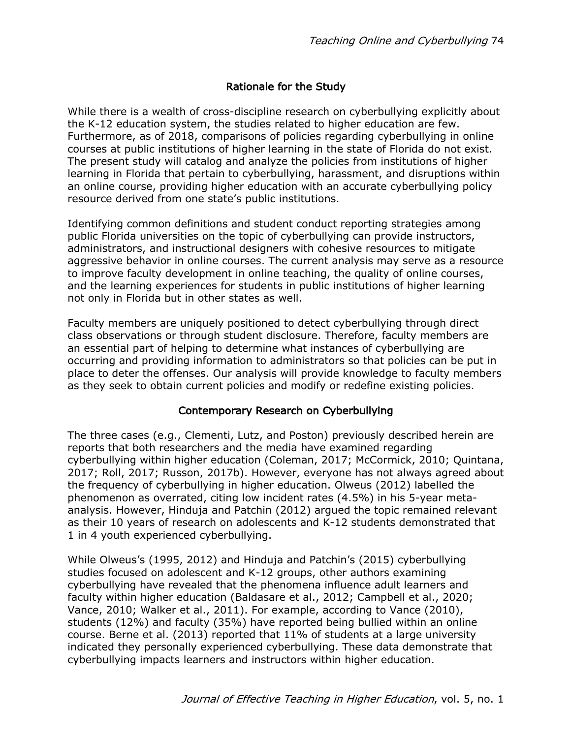## Rationale for the Study

While there is a wealth of cross-discipline research on cyberbullying explicitly about the K-12 education system, the studies related to higher education are few. Furthermore, as of 2018, comparisons of policies regarding cyberbullying in online courses at public institutions of higher learning in the state of Florida do not exist. The present study will catalog and analyze the policies from institutions of higher learning in Florida that pertain to cyberbullying, harassment, and disruptions within an online course, providing higher education with an accurate cyberbullying policy resource derived from one state's public institutions.

Identifying common definitions and student conduct reporting strategies among public Florida universities on the topic of cyberbullying can provide instructors, administrators, and instructional designers with cohesive resources to mitigate aggressive behavior in online courses. The current analysis may serve as a resource to improve faculty development in online teaching, the quality of online courses, and the learning experiences for students in public institutions of higher learning not only in Florida but in other states as well.

Faculty members are uniquely positioned to detect cyberbullying through direct class observations or through student disclosure. Therefore, faculty members are an essential part of helping to determine what instances of cyberbullying are occurring and providing information to administrators so that policies can be put in place to deter the offenses. Our analysis will provide knowledge to faculty members as they seek to obtain current policies and modify or redefine existing policies.

## Contemporary Research on Cyberbullying

The three cases (e.g., Clementi, Lutz, and Poston) previously described herein are reports that both researchers and the media have examined regarding cyberbullying within higher education (Coleman, 2017; McCormick, 2010; Quintana, 2017; Roll, 2017; Russon, 2017b). However, everyone has not always agreed about the frequency of cyberbullying in higher education. Olweus (2012) labelled the phenomenon as overrated, citing low incident rates (4.5%) in his 5-year meta-analysis. However, Hinduja and Patchin (2012) argued the topic remained relevant as their 10 years of research on adolescents and K-12 students demonstrated that 1 in 4 youth experienced cyberbullying.

While Olweus's (1995, 2012) and Hinduja and Patchin's (2015) cyberbullying studies focused on adolescent and K-12 groups, other authors examining cyberbullying have revealed that the phenomena influence adult learners and faculty within higher education (Baldasare et al., 2012; Campbell et al., 2020; Vance, 2010; Walker et al., 2011). For example, according to Vance (2010), students (12%) and faculty (35%) have reported being bullied within an online course. Berne et al. (2013) reported that 11% of students at a large university indicated they personally experienced cyberbullying. These data demonstrate that cyberbullying impacts learners and instructors within higher education.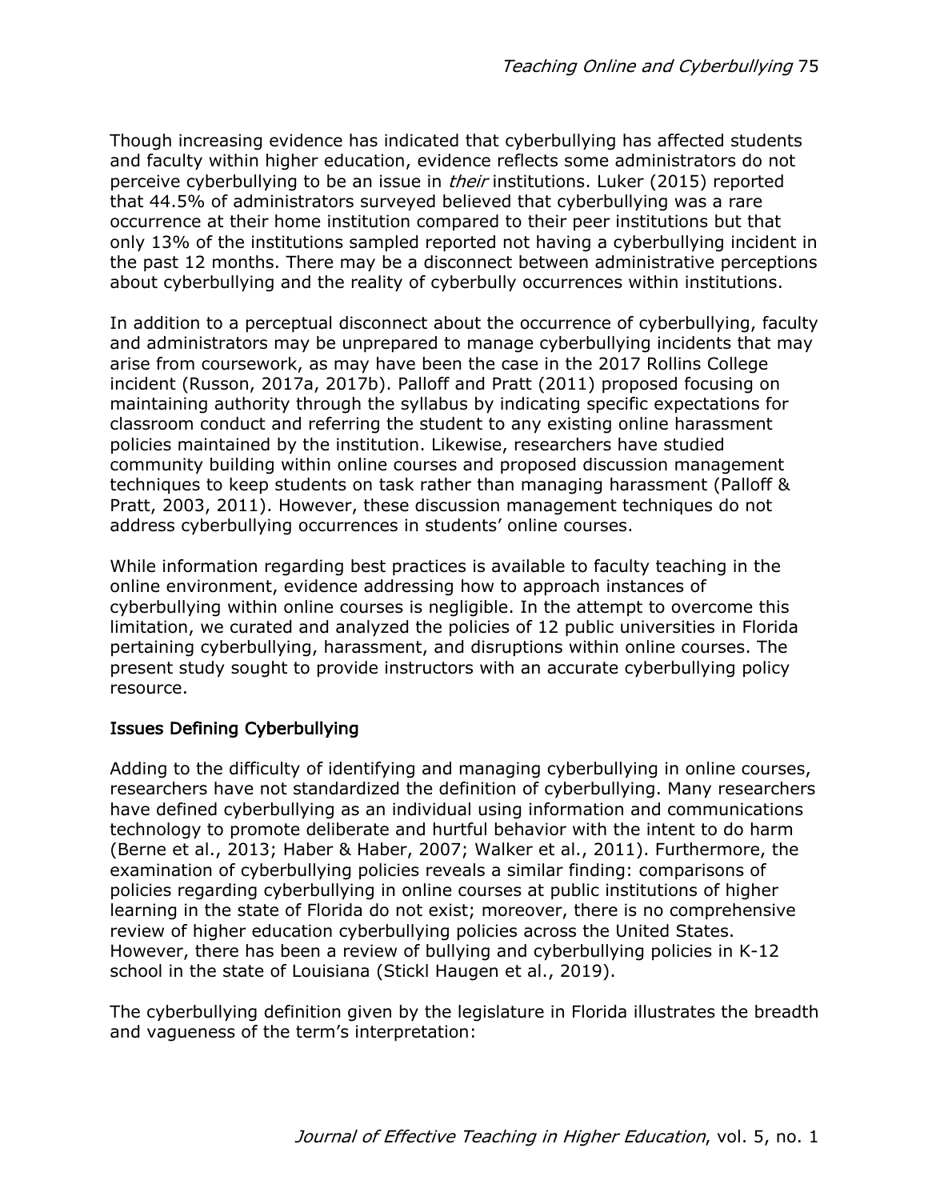Though increasing evidence has indicated that cyberbullying has affected students and faculty within higher education, evidence reflects some administrators do not perceive cyberbullying to be an issue in *their* institutions. Luker (2015) reported that 44.5% of administrators surveyed believed that cyberbullying was a rare occurrence at their home institution compared to their peer institutions but that only 13% of the institutions sampled reported not having a cyberbullying incident in the past 12 months. There may be a disconnect between administrative perceptions about cyberbullying and the reality of cyberbully occurrences within institutions.

In addition to a perceptual disconnect about the occurrence of cyberbullying, faculty and administrators may be unprepared to manage cyberbullying incidents that may arise from coursework, as may have been the case in the 2017 Rollins College incident (Russon, 2017a, 2017b). Palloff and Pratt (2011) proposed focusing on maintaining authority through the syllabus by indicating specific expectations for classroom conduct and referring the student to any existing online harassment policies maintained by the institution. Likewise, researchers have studied community building within online courses and proposed discussion management techniques to keep students on task rather than managing harassment (Palloff & Pratt, 2003, 2011). However, these discussion management techniques do not address cyberbullying occurrences in students' online courses.

While information regarding best practices is available to faculty teaching in the online environment, evidence addressing how to approach instances of cyberbullying within online courses is negligible. In the attempt to overcome this limitation, we curated and analyzed the policies of 12 public universities in Florida pertaining cyberbullying, harassment, and disruptions within online courses. The present study sought to provide instructors with an accurate cyberbullying policy resource.

## Issues Defining Cyberbullying

Adding to the difficulty of identifying and managing cyberbullying in online courses, researchers have not standardized the definition of cyberbullying. Many researchers have defined cyberbullying as an individual using information and communications technology to promote deliberate and hurtful behavior with the intent to do harm (Berne et al., 2013; Haber & Haber, 2007; Walker et al., 2011). Furthermore, the examination of cyberbullying policies reveals a similar finding: comparisons of policies regarding cyberbullying in online courses at public institutions of higher learning in the state of Florida do not exist; moreover, there is no comprehensive review of higher education cyberbullying policies across the United States. However, there has been a review of bullying and cyberbullying policies in K-12 school in the state of Louisiana (Stickl Haugen et al., 2019).

The cyberbullying definition given by the legislature in Florida illustrates the breadth and vagueness of the term's interpretation: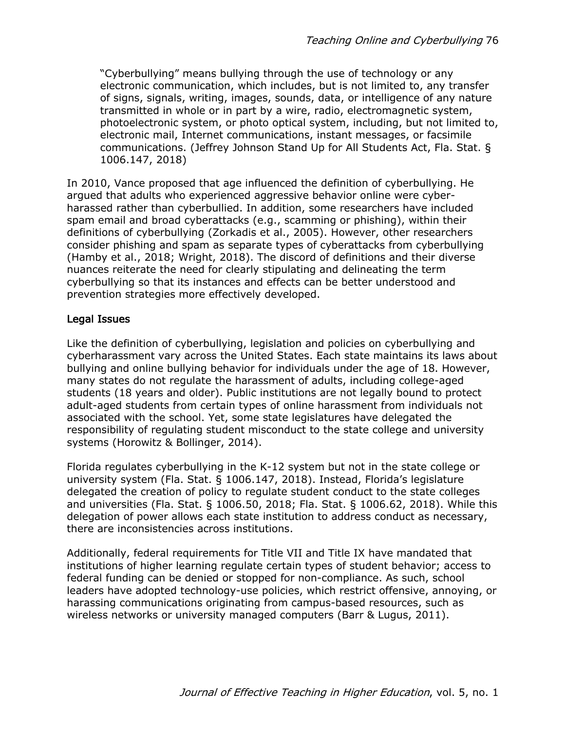> "Cyberbullying" means bullying through the use of technology or any electronic communication, which includes, but is not limited to, any transfer of signs, signals, writing, images, sounds, data, or intelligence of any nature transmitted in whole or in part by a wire, radio, electromagnetic system, photoelectronic system, or photo optical system, including, but not limited to, electronic mail, Internet communications, instant messages, or facsimile communications. (Jeffrey Johnson Stand Up for All Students Act, Fla. Stat. § 1006.147, 2018)

In 2010, Vance proposed that age influenced the definition of cyberbullying. He argued that adults who experienced aggressive behavior online were cyber-harassed rather than cyberbullied. In addition, some researchers have included spam email and broad cyberattacks (e.g., scamming or phishing), within their definitions of cyberbullying (Zorkadis et al., 2005). However, other researchers consider phishing and spam as separate types of cyberattacks from cyberbullying (Hamby et al., 2018; Wright, 2018). The discord of definitions and their diverse nuances reiterate the need for clearly stipulating and delineating the term cyberbullying so that its instances and effects can be better understood and prevention strategies more effectively developed.

## Legal Issues

Like the definition of cyberbullying, legislation and policies on cyberbullying and cyberharassment vary across the United States. Each state maintains its laws about bullying and online bullying behavior for individuals under the age of 18. However, many states do not regulate the harassment of adults, including college-aged students (18 years and older). Public institutions are not legally bound to protect adult-aged students from certain types of online harassment from individuals not associated with the school. Yet, some state legislatures have delegated the responsibility of regulating student misconduct to the state college and university systems (Horowitz & Bollinger, 2014).

Florida regulates cyberbullying in the K-12 system but not in the state college or university system (Fla. Stat. § 1006.147, 2018). Instead, Florida's legislature delegated the creation of policy to regulate student conduct to the state colleges and universities (Fla. Stat. § 1006.50, 2018; Fla. Stat. § 1006.62, 2018). While this delegation of power allows each state institution to address conduct as necessary, there are inconsistencies across institutions.

Additionally, federal requirements for Title VII and Title IX have mandated that institutions of higher learning regulate certain types of student behavior; access to federal funding can be denied or stopped for non-compliance. As such, school leaders have adopted technology-use policies, which restrict offensive, annoying, or harassing communications originating from campus-based resources, such as wireless networks or university managed computers (Barr & Lugus, 2011).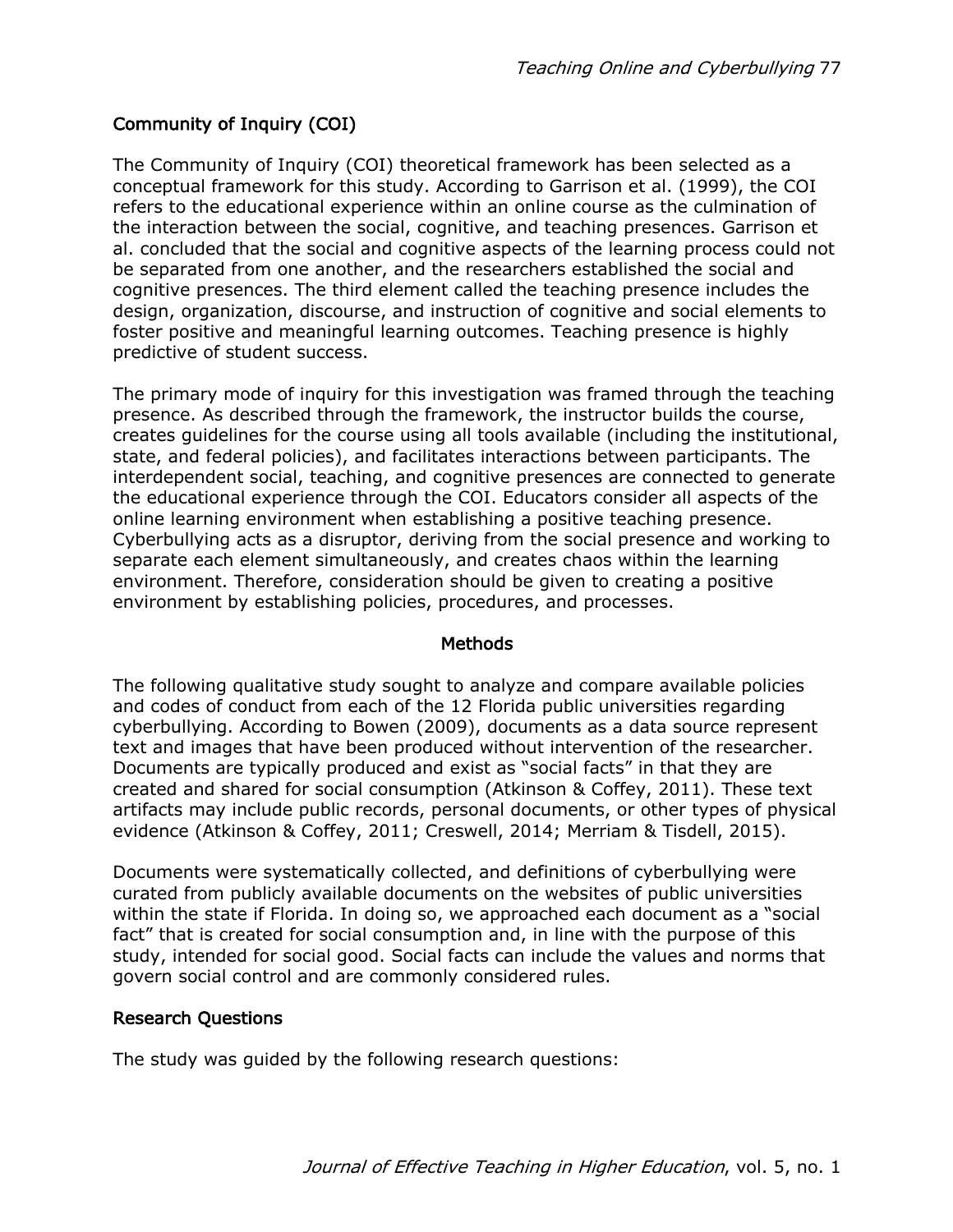### Community of Inquiry (COI)

The Community of Inquiry (COI) theoretical framework has been selected as a conceptual framework for this study. According to Garrison et al. (1999), the COI refers to the educational experience within an online course as the culmination of the interaction between the social, cognitive, and teaching presences. Garrison et al. concluded that the social and cognitive aspects of the learning process could not be separated from one another, and the researchers established the social and cognitive presences. The third element called the teaching presence includes the design, organization, discourse, and instruction of cognitive and social elements to foster positive and meaningful learning outcomes. Teaching presence is highly predictive of student success.

The primary mode of inquiry for this investigation was framed through the teaching presence. As described through the framework, the instructor builds the course, creates guidelines for the course using all tools available (including the institutional, state, and federal policies), and facilitates interactions between participants. The interdependent social, teaching, and cognitive presences are connected to generate the educational experience through the COI. Educators consider all aspects of the online learning environment when establishing a positive teaching presence. Cyberbullying acts as a disruptor, deriving from the social presence and working to separate each element simultaneously, and creates chaos within the learning environment. Therefore, consideration should be given to creating a positive environment by establishing policies, procedures, and processes.

## Methods

The following qualitative study sought to analyze and compare available policies and codes of conduct from each of the 12 Florida public universities regarding cyberbullying. According to Bowen (2009), documents as a data source represent text and images that have been produced without intervention of the researcher. Documents are typically produced and exist as "social facts" in that they are created and shared for social consumption (Atkinson & Coffey, 2011). These text artifacts may include public records, personal documents, or other types of physical evidence (Atkinson & Coffey, 2011; Creswell, 2014; Merriam & Tisdell, 2015).

Documents were systematically collected, and definitions of cyberbullying were curated from publicly available documents on the websites of public universities within the state if Florida. In doing so, we approached each document as a "social fact" that is created for social consumption and, in line with the purpose of this study, intended for social good. Social facts can include the values and norms that govern social control and are commonly considered rules.

### Research Questions

The study was guided by the following research questions: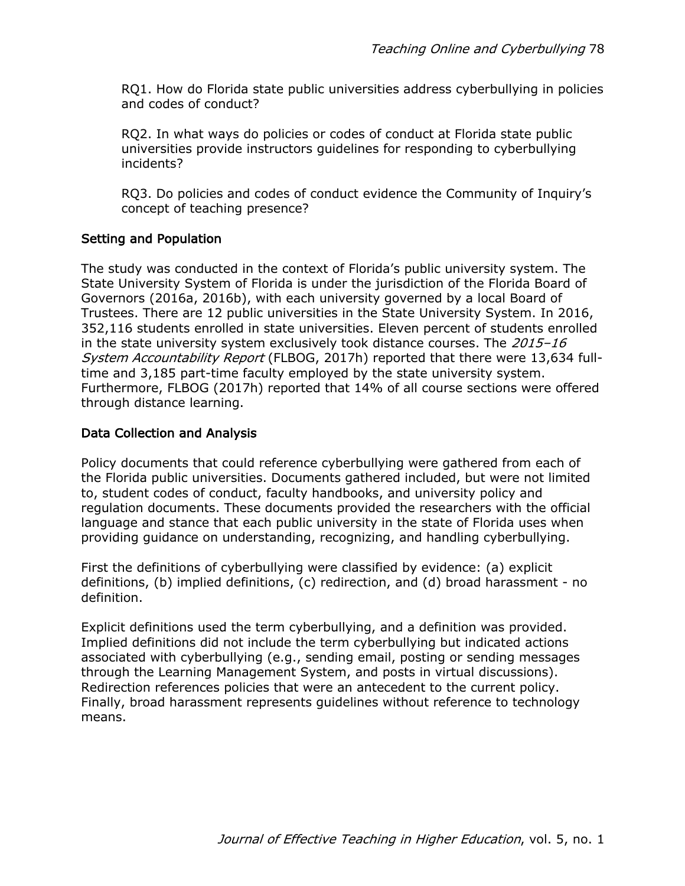RQ1. How do Florida state public universities address cyberbullying in policies and codes of conduct?

RQ2. In what ways do policies or codes of conduct at Florida state public universities provide instructors guidelines for responding to cyberbullying incidents?

RQ3. Do policies and codes of conduct evidence the Community of Inquiry's concept of teaching presence?

## Setting and Population

The study was conducted in the context of Florida's public university system. The State University System of Florida is under the jurisdiction of the Florida Board of Governors (2016a, 2016b), with each university governed by a local Board of Trustees. There are 12 public universities in the State University System. In 2016, 352,116 students enrolled in state universities. Eleven percent of students enrolled in the state university system exclusively took distance courses. The *2015–16 System Accountability Report* (FLBOG, 2017h) reported that there were 13,634 full-time and 3,185 part-time faculty employed by the state university system. Furthermore, FLBOG (2017h) reported that 14% of all course sections were offered through distance learning.

## Data Collection and Analysis

Policy documents that could reference cyberbullying were gathered from each of the Florida public universities. Documents gathered included, but were not limited to, student codes of conduct, faculty handbooks, and university policy and regulation documents. These documents provided the researchers with the official language and stance that each public university in the state of Florida uses when providing guidance on understanding, recognizing, and handling cyberbullying.

First the definitions of cyberbullying were classified by evidence: (a) explicit definitions, (b) implied definitions, (c) redirection, and (d) broad harassment - no definition.

Explicit definitions used the term cyberbullying, and a definition was provided. Implied definitions did not include the term cyberbullying but indicated actions associated with cyberbullying (e.g., sending email, posting or sending messages through the Learning Management System, and posts in virtual discussions). Redirection references policies that were an antecedent to the current policy. Finally, broad harassment represents guidelines without reference to technology means.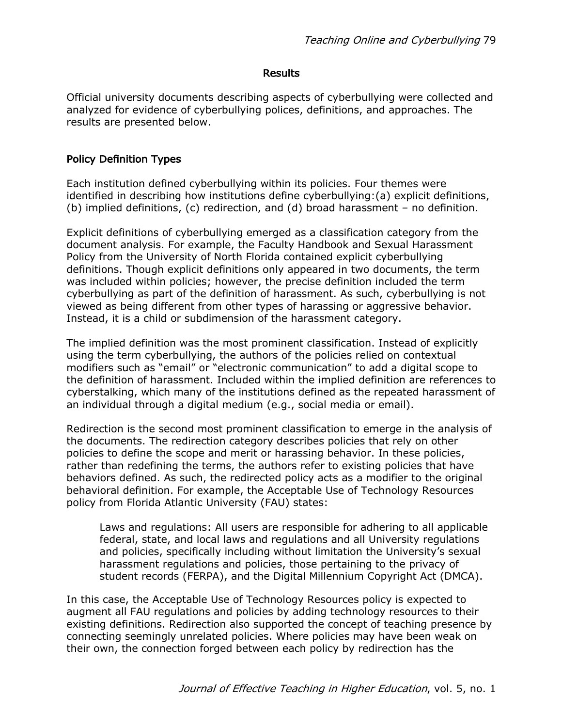## Results

Official university documents describing aspects of cyberbullying were collected and analyzed for evidence of cyberbullying polices, definitions, and approaches. The results are presented below.

### Policy Definition Types

Each institution defined cyberbullying within its policies. Four themes were identified in describing how institutions define cyberbullying:(a) explicit definitions, (b) implied definitions, (c) redirection, and (d) broad harassment – no definition.

Explicit definitions of cyberbullying emerged as a classification category from the document analysis. For example, the Faculty Handbook and Sexual Harassment Policy from the University of North Florida contained explicit cyberbullying definitions. Though explicit definitions only appeared in two documents, the term was included within policies; however, the precise definition included the term cyberbullying as part of the definition of harassment. As such, cyberbullying is not viewed as being different from other types of harassing or aggressive behavior. Instead, it is a child or subdimension of the harassment category.

The implied definition was the most prominent classification. Instead of explicitly using the term cyberbullying, the authors of the policies relied on contextual modifiers such as "email" or "electronic communication" to add a digital scope to the definition of harassment. Included within the implied definition are references to cyberstalking, which many of the institutions defined as the repeated harassment of an individual through a digital medium (e.g., social media or email).

Redirection is the second most prominent classification to emerge in the analysis of the documents. The redirection category describes policies that rely on other policies to define the scope and merit or harassing behavior. In these policies, rather than redefining the terms, the authors refer to existing policies that have behaviors defined. As such, the redirected policy acts as a modifier to the original behavioral definition. For example, the Acceptable Use of Technology Resources policy from Florida Atlantic University (FAU) states:

> Laws and regulations: All users are responsible for adhering to all applicable federal, state, and local laws and regulations and all University regulations and policies, specifically including without limitation the University's sexual harassment regulations and policies, those pertaining to the privacy of student records (FERPA), and the Digital Millennium Copyright Act (DMCA).

In this case, the Acceptable Use of Technology Resources policy is expected to augment all FAU regulations and policies by adding technology resources to their existing definitions. Redirection also supported the concept of teaching presence by connecting seemingly unrelated policies. Where policies may have been weak on their own, the connection forged between each policy by redirection has the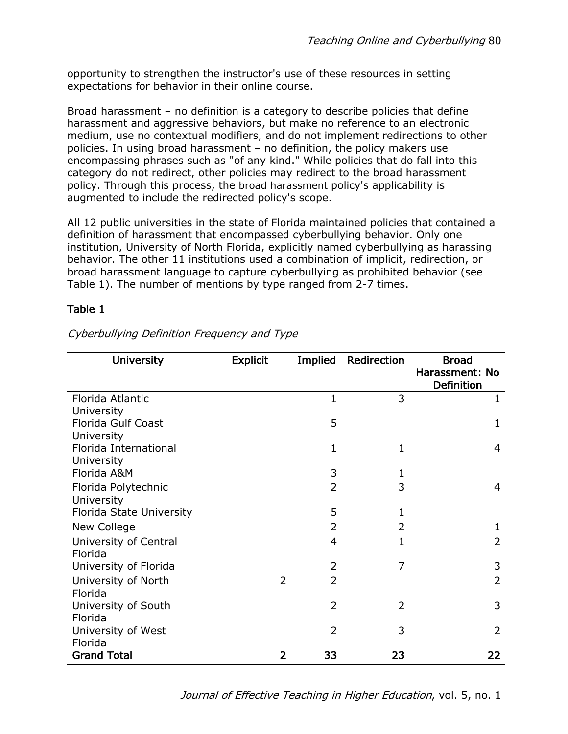opportunity to strengthen the instructor's use of these resources in setting expectations for behavior in their online course.

Broad harassment – no definition is a category to describe policies that define harassment and aggressive behaviors, but make no reference to an electronic medium, use no contextual modifiers, and do not implement redirections to other policies. In using broad harassment – no definition, the policy makers use encompassing phrases such as "of any kind." While policies that do fall into this category do not redirect, other policies may redirect to the broad harassment policy. Through this process, the broad harassment policy's applicability is augmented to include the redirected policy's scope.

All 12 public universities in the state of Florida maintained policies that contained a definition of harassment that encompassed cyberbullying behavior. Only one institution, University of North Florida, explicitly named cyberbullying as harassing behavior. The other 11 institutions used a combination of implicit, redirection, or broad harassment language to capture cyberbullying as prohibited behavior (see Table 1). The number of mentions by type ranged from 2-7 times.

**Table 1**

*Cyberbullying Definition Frequency and Type*

| University | Explicit | Implied | Redirection | Broad Harassment: No Definition |
|---|---|---|---|---|
| Florida Atlantic University | | 1 | 3 | 1 |
| Florida Gulf Coast University | | 5 | | 1 |
| Florida International University | | 1 | 1 | 4 |
| Florida A&M | | 3 | 1 | |
| Florida Polytechnic University | | 2 | 3 | 4 |
| Florida State University | | 5 | 1 | |
| New College | | 2 | 2 | 1 |
| University of Central Florida | | 4 | 1 | 2 |
| University of Florida | | 2 | 7 | 3 |
| University of North Florida | 2 | 2 | | 2 |
| University of South Florida | | 2 | 2 | 3 |
| University of West Florida | | 2 | 3 | 2 |
| **Grand Total** | **2** | **33** | **23** | **22** |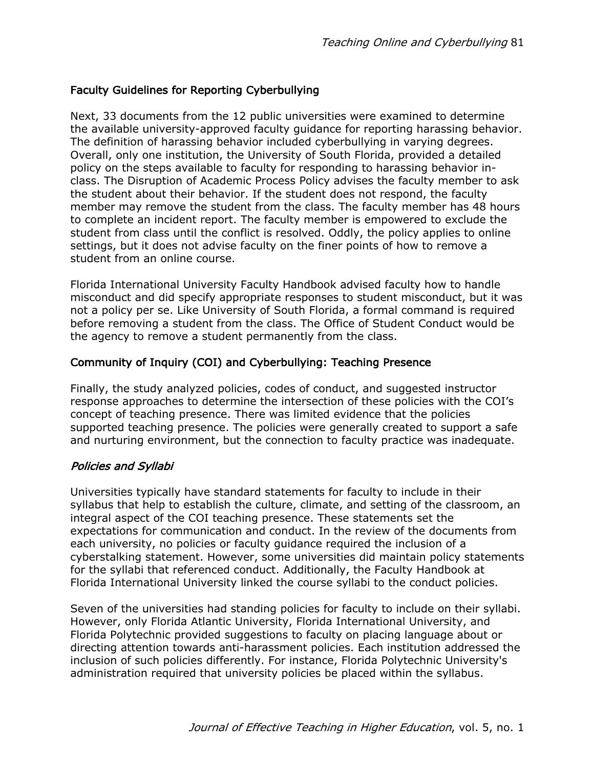## Faculty Guidelines for Reporting Cyberbullying

Next, 33 documents from the 12 public universities were examined to determine the available university-approved faculty guidance for reporting harassing behavior. The definition of harassing behavior included cyberbullying in varying degrees. Overall, only one institution, the University of South Florida, provided a detailed policy on the steps available to faculty for responding to harassing behavior in-class. The Disruption of Academic Process Policy advises the faculty member to ask the student about their behavior. If the student does not respond, the faculty member may remove the student from the class. The faculty member has 48 hours to complete an incident report. The faculty member is empowered to exclude the student from class until the conflict is resolved. Oddly, the policy applies to online settings, but it does not advise faculty on the finer points of how to remove a student from an online course.

Florida International University Faculty Handbook advised faculty how to handle misconduct and did specify appropriate responses to student misconduct, but it was not a policy per se. Like University of South Florida, a formal command is required before removing a student from the class. The Office of Student Conduct would be the agency to remove a student permanently from the class.

## Community of Inquiry (COI) and Cyberbullying: Teaching Presence

Finally, the study analyzed policies, codes of conduct, and suggested instructor response approaches to determine the intersection of these policies with the COI's concept of teaching presence. There was limited evidence that the policies supported teaching presence. The policies were generally created to support a safe and nurturing environment, but the connection to faculty practice was inadequate.

### *Policies and Syllabi*

Universities typically have standard statements for faculty to include in their syllabus that help to establish the culture, climate, and setting of the classroom, an integral aspect of the COI teaching presence. These statements set the expectations for communication and conduct. In the review of the documents from each university, no policies or faculty guidance required the inclusion of a cyberstalking statement. However, some universities did maintain policy statements for the syllabi that referenced conduct. Additionally, the Faculty Handbook at Florida International University linked the course syllabi to the conduct policies.

Seven of the universities had standing policies for faculty to include on their syllabi. However, only Florida Atlantic University, Florida International University, and Florida Polytechnic provided suggestions to faculty on placing language about or directing attention towards anti-harassment policies. Each institution addressed the inclusion of such policies differently. For instance, Florida Polytechnic University's administration required that university policies be placed within the syllabus.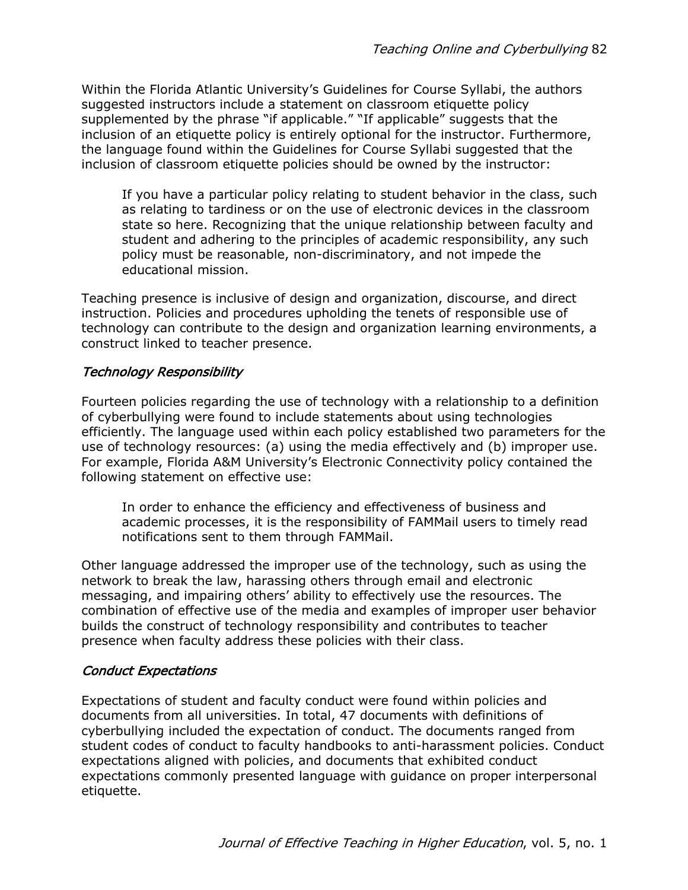Within the Florida Atlantic University's Guidelines for Course Syllabi, the authors suggested instructors include a statement on classroom etiquette policy supplemented by the phrase "if applicable." "If applicable" suggests that the inclusion of an etiquette policy is entirely optional for the instructor. Furthermore, the language found within the Guidelines for Course Syllabi suggested that the inclusion of classroom etiquette policies should be owned by the instructor:

> If you have a particular policy relating to student behavior in the class, such as relating to tardiness or on the use of electronic devices in the classroom state so here. Recognizing that the unique relationship between faculty and student and adhering to the principles of academic responsibility, any such policy must be reasonable, non-discriminatory, and not impede the educational mission.

Teaching presence is inclusive of design and organization, discourse, and direct instruction. Policies and procedures upholding the tenets of responsible use of technology can contribute to the design and organization learning environments, a construct linked to teacher presence.

### *Technology Responsibility*

Fourteen policies regarding the use of technology with a relationship to a definition of cyberbullying were found to include statements about using technologies efficiently. The language used within each policy established two parameters for the use of technology resources: (a) using the media effectively and (b) improper use. For example, Florida A&M University's Electronic Connectivity policy contained the following statement on effective use:

> In order to enhance the efficiency and effectiveness of business and academic processes, it is the responsibility of FAMMail users to timely read notifications sent to them through FAMMail.

Other language addressed the improper use of the technology, such as using the network to break the law, harassing others through email and electronic messaging, and impairing others' ability to effectively use the resources. The combination of effective use of the media and examples of improper user behavior builds the construct of technology responsibility and contributes to teacher presence when faculty address these policies with their class.

### *Conduct Expectations*

Expectations of student and faculty conduct were found within policies and documents from all universities. In total, 47 documents with definitions of cyberbullying included the expectation of conduct. The documents ranged from student codes of conduct to faculty handbooks to anti-harassment policies. Conduct expectations aligned with policies, and documents that exhibited conduct expectations commonly presented language with guidance on proper interpersonal etiquette.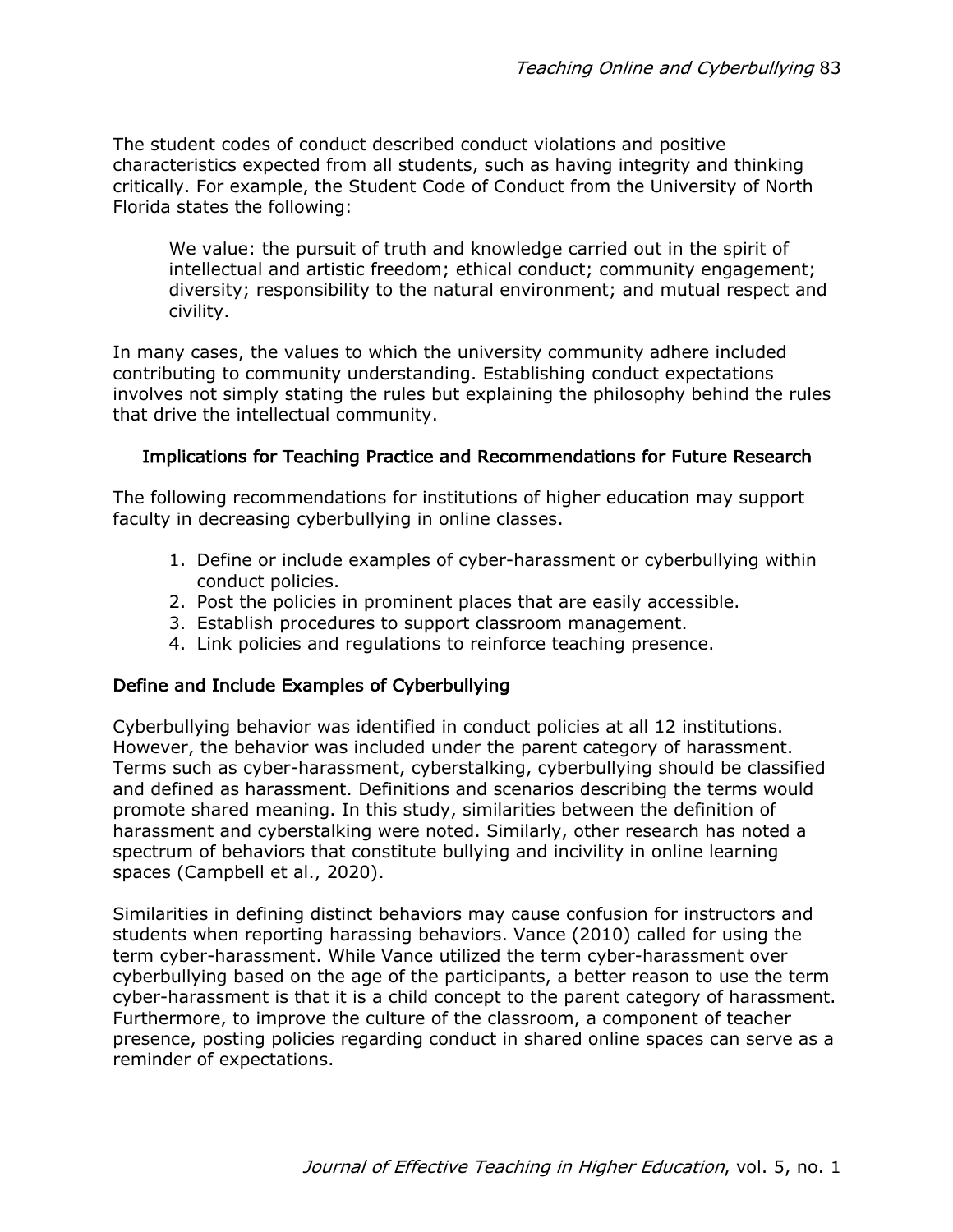The student codes of conduct described conduct violations and positive characteristics expected from all students, such as having integrity and thinking critically. For example, the Student Code of Conduct from the University of North Florida states the following:

> We value: the pursuit of truth and knowledge carried out in the spirit of intellectual and artistic freedom; ethical conduct; community engagement; diversity; responsibility to the natural environment; and mutual respect and civility.

In many cases, the values to which the university community adhere included contributing to community understanding. Establishing conduct expectations involves not simply stating the rules but explaining the philosophy behind the rules that drive the intellectual community.

## Implications for Teaching Practice and Recommendations for Future Research

The following recommendations for institutions of higher education may support faculty in decreasing cyberbullying in online classes.

1. Define or include examples of cyber-harassment or cyberbullying within conduct policies.
2. Post the policies in prominent places that are easily accessible.
3. Establish procedures to support classroom management.
4. Link policies and regulations to reinforce teaching presence.

### Define and Include Examples of Cyberbullying

Cyberbullying behavior was identified in conduct policies at all 12 institutions. However, the behavior was included under the parent category of harassment. Terms such as cyber-harassment, cyberstalking, cyberbullying should be classified and defined as harassment. Definitions and scenarios describing the terms would promote shared meaning. In this study, similarities between the definition of harassment and cyberstalking were noted. Similarly, other research has noted a spectrum of behaviors that constitute bullying and incivility in online learning spaces (Campbell et al., 2020).

Similarities in defining distinct behaviors may cause confusion for instructors and students when reporting harassing behaviors. Vance (2010) called for using the term cyber-harassment. While Vance utilized the term cyber-harassment over cyberbullying based on the age of the participants, a better reason to use the term cyber-harassment is that it is a child concept to the parent category of harassment. Furthermore, to improve the culture of the classroom, a component of teacher presence, posting policies regarding conduct in shared online spaces can serve as a reminder of expectations.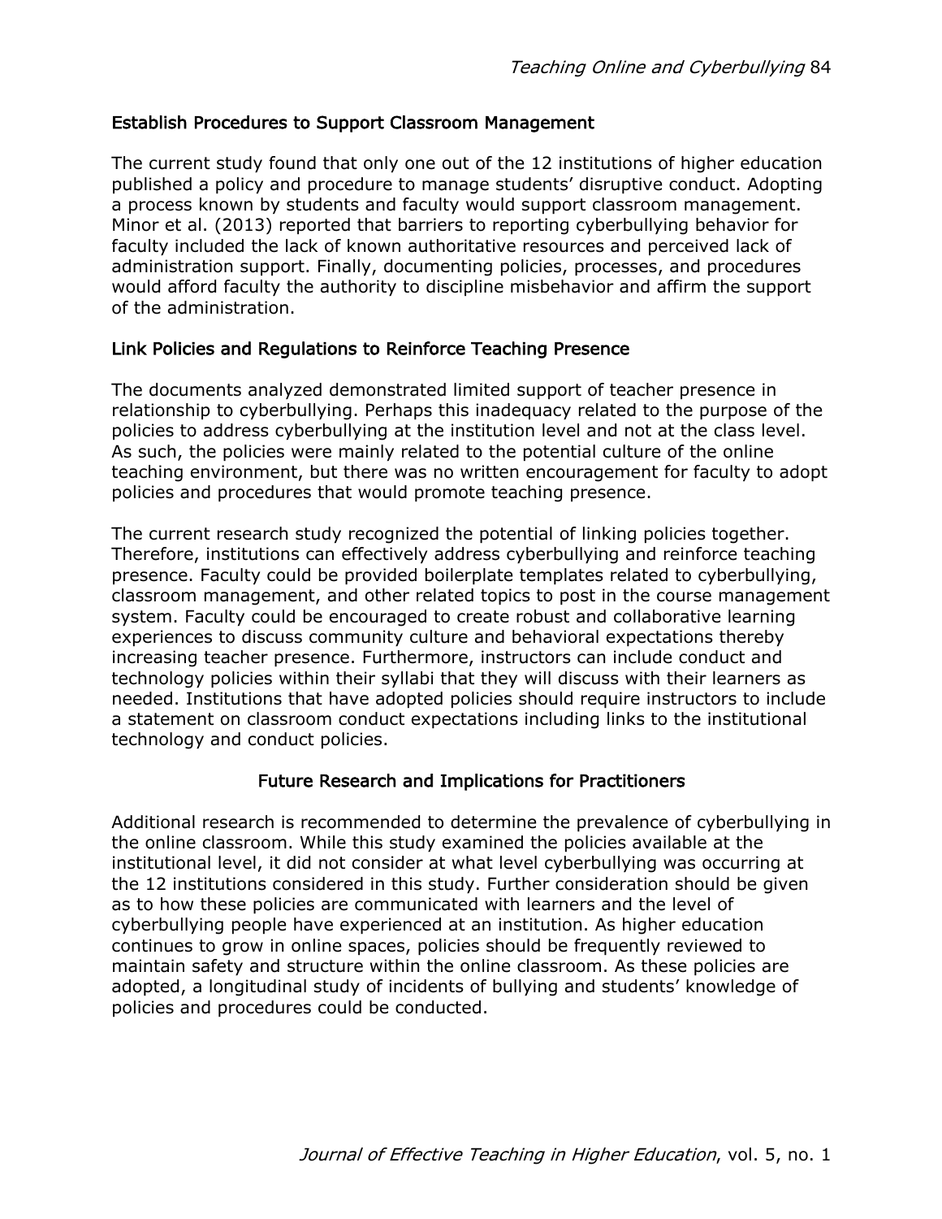### Establish Procedures to Support Classroom Management

The current study found that only one out of the 12 institutions of higher education published a policy and procedure to manage students' disruptive conduct. Adopting a process known by students and faculty would support classroom management. Minor et al. (2013) reported that barriers to reporting cyberbullying behavior for faculty included the lack of known authoritative resources and perceived lack of administration support. Finally, documenting policies, processes, and procedures would afford faculty the authority to discipline misbehavior and affirm the support of the administration.

### Link Policies and Regulations to Reinforce Teaching Presence

The documents analyzed demonstrated limited support of teacher presence in relationship to cyberbullying. Perhaps this inadequacy related to the purpose of the policies to address cyberbullying at the institution level and not at the class level. As such, the policies were mainly related to the potential culture of the online teaching environment, but there was no written encouragement for faculty to adopt policies and procedures that would promote teaching presence.

The current research study recognized the potential of linking policies together. Therefore, institutions can effectively address cyberbullying and reinforce teaching presence. Faculty could be provided boilerplate templates related to cyberbullying, classroom management, and other related topics to post in the course management system. Faculty could be encouraged to create robust and collaborative learning experiences to discuss community culture and behavioral expectations thereby increasing teacher presence. Furthermore, instructors can include conduct and technology policies within their syllabi that they will discuss with their learners as needed. Institutions that have adopted policies should require instructors to include a statement on classroom conduct expectations including links to the institutional technology and conduct policies.

## Future Research and Implications for Practitioners

Additional research is recommended to determine the prevalence of cyberbullying in the online classroom. While this study examined the policies available at the institutional level, it did not consider at what level cyberbullying was occurring at the 12 institutions considered in this study. Further consideration should be given as to how these policies are communicated with learners and the level of cyberbullying people have experienced at an institution. As higher education continues to grow in online spaces, policies should be frequently reviewed to maintain safety and structure within the online classroom. As these policies are adopted, a longitudinal study of incidents of bullying and students' knowledge of policies and procedures could be conducted.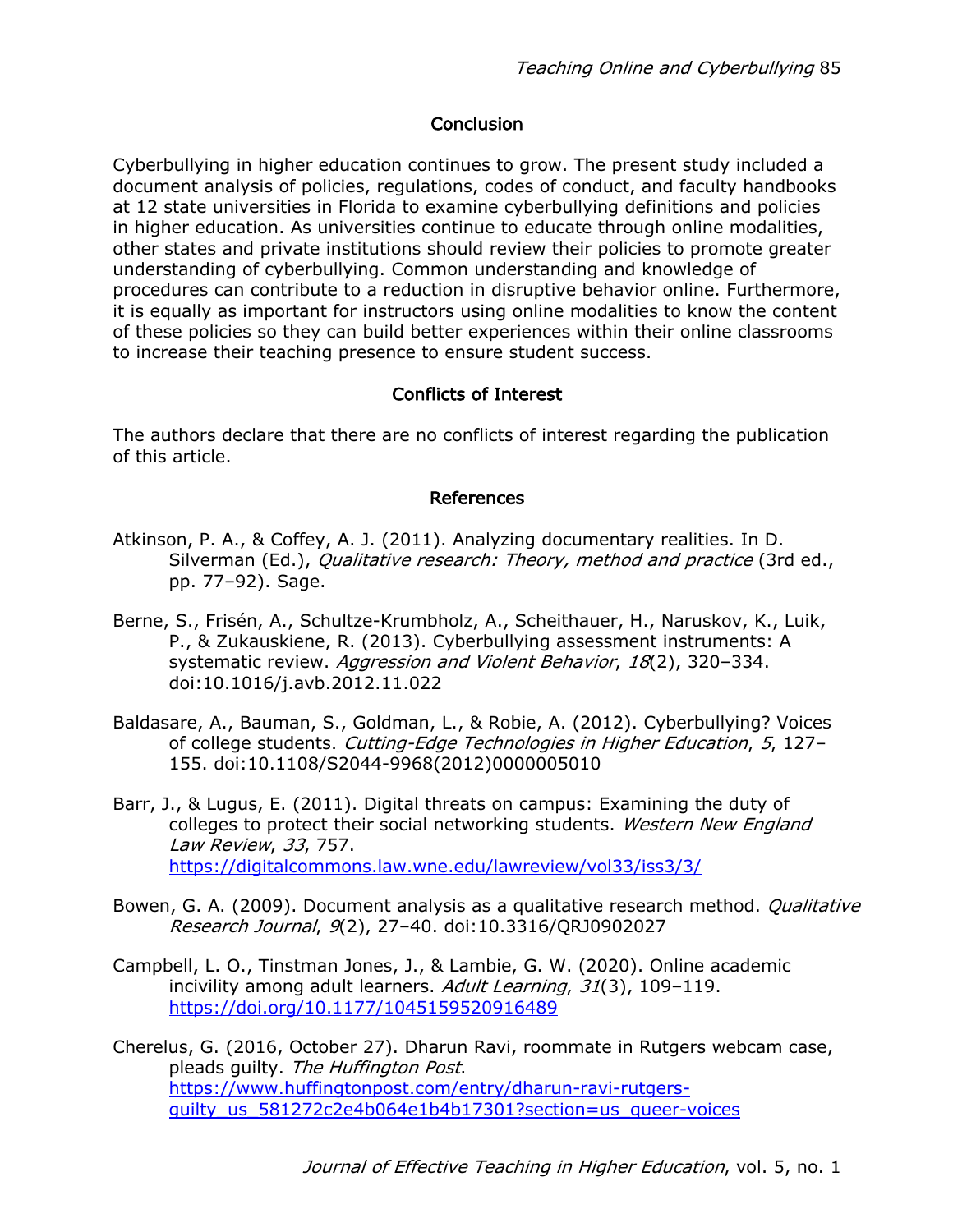## Conclusion

Cyberbullying in higher education continues to grow. The present study included a document analysis of policies, regulations, codes of conduct, and faculty handbooks at 12 state universities in Florida to examine cyberbullying definitions and policies in higher education. As universities continue to educate through online modalities, other states and private institutions should review their policies to promote greater understanding of cyberbullying. Common understanding and knowledge of procedures can contribute to a reduction in disruptive behavior online. Furthermore, it is equally as important for instructors using online modalities to know the content of these policies so they can build better experiences within their online classrooms to increase their teaching presence to ensure student success.

## Conflicts of Interest

The authors declare that there are no conflicts of interest regarding the publication of this article.

## References

Atkinson, P. A., & Coffey, A. J. (2011). Analyzing documentary realities. In D. Silverman (Ed.), *Qualitative research: Theory, method and practice* (3rd ed., pp. 77–92). Sage.

Berne, S., Frisén, A., Schultze-Krumbholz, A., Scheithauer, H., Naruskov, K., Luik, P., & Zukauskiene, R. (2013). Cyberbullying assessment instruments: A systematic review. *Aggression and Violent Behavior*, *18*(2), 320–334. doi:10.1016/j.avb.2012.11.022

Baldasare, A., Bauman, S., Goldman, L., & Robie, A. (2012). Cyberbullying? Voices of college students. *Cutting-Edge Technologies in Higher Education*, *5*, 127–155. doi:10.1108/S2044-9968(2012)0000005010

Barr, J., & Lugus, E. (2011). Digital threats on campus: Examining the duty of colleges to protect their social networking students. *Western New England Law Review*, *33*, 757. https://digitalcommons.law.wne.edu/lawreview/vol33/iss3/3/

Bowen, G. A. (2009). Document analysis as a qualitative research method. *Qualitative Research Journal*, *9*(2), 27–40. doi:10.3316/QRJ0902027

Campbell, L. O., Tinstman Jones, J., & Lambie, G. W. (2020). Online academic incivility among adult learners. *Adult Learning*, *31*(3), 109–119. https://doi.org/10.1177/1045159520916489

Cherelus, G. (2016, October 27). Dharun Ravi, roommate in Rutgers webcam case, pleads guilty. *The Huffington Post*. https://www.huffingtonpost.com/entry/dharun-ravi-rutgers-guilty_us_581272c2e4b064e1b4b17301?section=us_queer-voices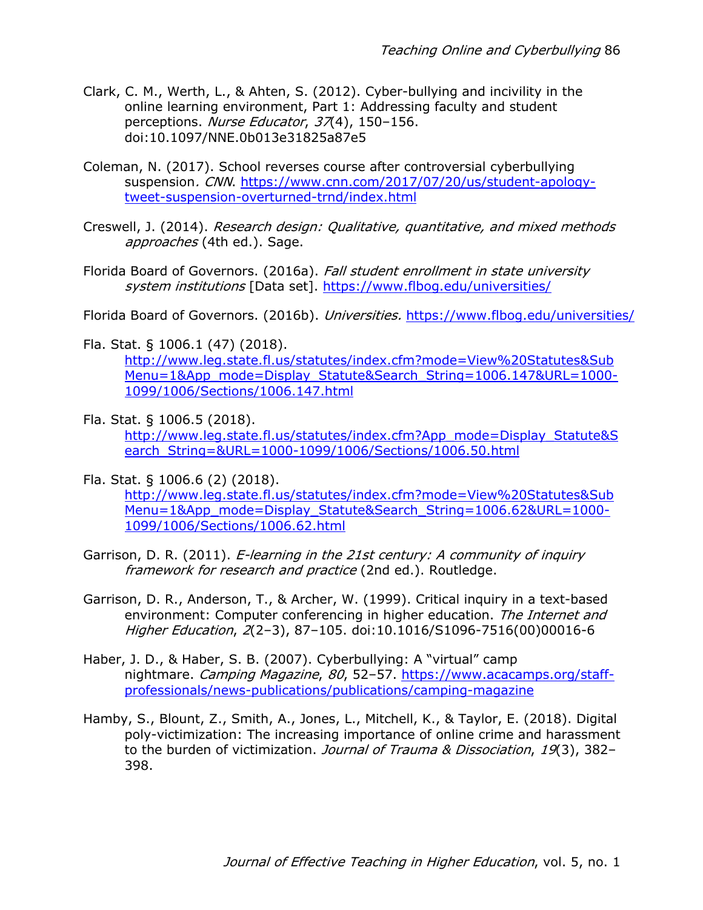Clark, C. M., Werth, L., & Ahten, S. (2012). Cyber-bullying and incivility in the online learning environment, Part 1: Addressing faculty and student perceptions. *Nurse Educator*, *37*(4), 150–156. doi:10.1097/NNE.0b013e31825a87e5

Coleman, N. (2017). School reverses course after controversial cyberbullying suspension*. CNN*. https://www.cnn.com/2017/07/20/us/student-apology-tweet-suspension-overturned-trnd/index.html

Creswell, J. (2014). *Research design: Qualitative, quantitative, and mixed methods approaches* (4th ed.). Sage.

Florida Board of Governors. (2016a). *Fall student enrollment in state university system institutions* [Data set]. https://www.flbog.edu/universities/

Florida Board of Governors. (2016b). *Universities.* https://www.flbog.edu/universities/

Fla. Stat. § 1006.1 (47) (2018). http://www.leg.state.fl.us/statutes/index.cfm?mode=View%20Statutes&SubMenu=1&App_mode=Display_Statute&Search_String=1006.147&URL=1000-1099/1006/Sections/1006.147.html

Fla. Stat. § 1006.5 (2018). http://www.leg.state.fl.us/statutes/index.cfm?App_mode=Display_Statute&Search_String=&URL=1000-1099/1006/Sections/1006.50.html

Fla. Stat. § 1006.6 (2) (2018). http://www.leg.state.fl.us/statutes/index.cfm?mode=View%20Statutes&SubMenu=1&App_mode=Display_Statute&Search_String=1006.62&URL=1000-1099/1006/Sections/1006.62.html

Garrison, D. R. (2011). *E-learning in the 21st century: A community of inquiry framework for research and practice* (2nd ed.). Routledge.

Garrison, D. R., Anderson, T., & Archer, W. (1999). Critical inquiry in a text-based environment: Computer conferencing in higher education. *The Internet and Higher Education*, *2*(2–3), 87–105. doi:10.1016/S1096-7516(00)00016-6

Haber, J. D., & Haber, S. B. (2007). Cyberbullying: A "virtual" camp nightmare. *Camping Magazine*, *80*, 52–57. https://www.acacamps.org/staff-professionals/news-publications/publications/camping-magazine

Hamby, S., Blount, Z., Smith, A., Jones, L., Mitchell, K., & Taylor, E. (2018). Digital poly-victimization: The increasing importance of online crime and harassment to the burden of victimization. *Journal of Trauma & Dissociation*, *19*(3), 382–398.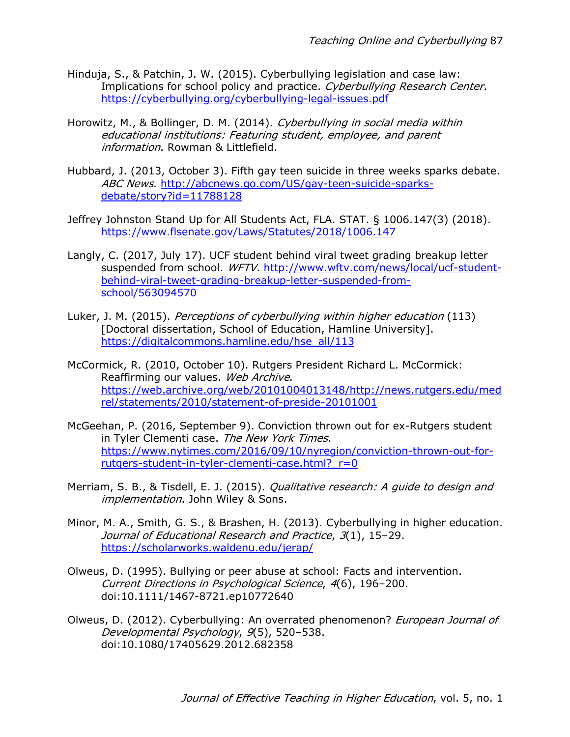Hinduja, S., & Patchin, J. W. (2015). Cyberbullying legislation and case law: Implications for school policy and practice. *Cyberbullying Research Center.* https://cyberbullying.org/cyberbullying-legal-issues.pdf

Horowitz, M., & Bollinger, D. M. (2014). *Cyberbullying in social media within educational institutions: Featuring student, employee, and parent information*. Rowman & Littlefield.

Hubbard, J. (2013, October 3). Fifth gay teen suicide in three weeks sparks debate. *ABC News*. http://abcnews.go.com/US/gay-teen-suicide-sparks-debate/story?id=11788128

Jeffrey Johnston Stand Up for All Students Act, FLA. STAT. § 1006.147(3) (2018). https://www.flsenate.gov/Laws/Statutes/2018/1006.147

Langly, C. (2017, July 17). UCF student behind viral tweet grading breakup letter suspended from school. *WFTV.* http://www.wftv.com/news/local/ucf-student-behind-viral-tweet-grading-breakup-letter-suspended-from-school/563094570

Luker, J. M. (2015). *Perceptions of cyberbullying within higher education* (113) [Doctoral dissertation, School of Education, Hamline University]. https://digitalcommons.hamline.edu/hse_all/113

McCormick, R. (2010, October 10). Rutgers President Richard L. McCormick: Reaffirming our values. *Web Archive*. https://web.archive.org/web/20101004013148/http://news.rutgers.edu/medrel/statements/2010/statement-of-preside-20101001

McGeehan, P. (2016, September 9). Conviction thrown out for ex-Rutgers student in Tyler Clementi case. *The New York Times*. https://www.nytimes.com/2016/09/10/nyregion/conviction-thrown-out-for-rutgers-student-in-tyler-clementi-case.html?_r=0

Merriam, S. B., & Tisdell, E. J. (2015). *Qualitative research: A guide to design and implementation*. John Wiley & Sons.

Minor, M. A., Smith, G. S., & Brashen, H. (2013). Cyberbullying in higher education. *Journal of Educational Research and Practice*, *3*(1), 15–29. https://scholarworks.waldenu.edu/jerap/

Olweus, D. (1995). Bullying or peer abuse at school: Facts and intervention. *Current Directions in Psychological Science*, *4*(6), 196–200. doi:10.1111/1467-8721.ep10772640

Olweus, D. (2012). Cyberbullying: An overrated phenomenon? *European Journal of Developmental Psychology*, *9*(5), 520–538. doi:10.1080/17405629.2012.682358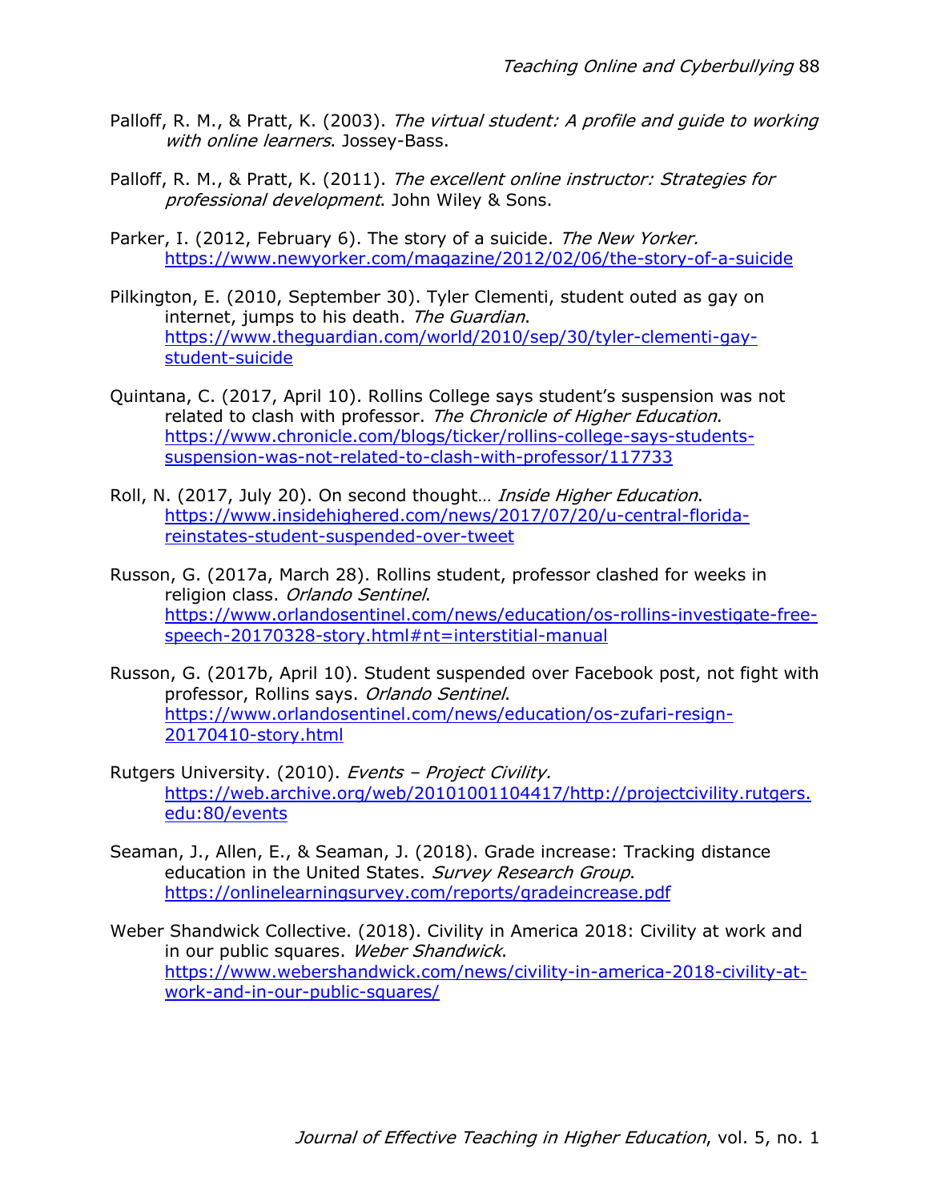Palloff, R. M., & Pratt, K. (2003). *The virtual student: A profile and guide to working with online learners*. Jossey-Bass.

Palloff, R. M., & Pratt, K. (2011). *The excellent online instructor: Strategies for professional development*. John Wiley & Sons.

Parker, I. (2012, February 6). The story of a suicide. *The New Yorker.* https://www.newyorker.com/magazine/2012/02/06/the-story-of-a-suicide

Pilkington, E. (2010, September 30). Tyler Clementi, student outed as gay on internet, jumps to his death. *The Guardian*. https://www.theguardian.com/world/2010/sep/30/tyler-clementi-gay-student-suicide

Quintana, C. (2017, April 10). Rollins College says student's suspension was not related to clash with professor. *The Chronicle of Higher Education*. https://www.chronicle.com/blogs/ticker/rollins-college-says-students-suspension-was-not-related-to-clash-with-professor/117733

Roll, N. (2017, July 20). On second thought… *Inside Higher Education*. https://www.insidehighered.com/news/2017/07/20/u-central-florida-reinstates-student-suspended-over-tweet

Russon, G. (2017a, March 28). Rollins student, professor clashed for weeks in religion class. *Orlando Sentinel*. https://www.orlandosentinel.com/news/education/os-rollins-investigate-free-speech-20170328-story.html#nt=interstitial-manual

Russon, G. (2017b, April 10). Student suspended over Facebook post, not fight with professor, Rollins says. *Orlando Sentinel*. https://www.orlandosentinel.com/news/education/os-zufari-resign-20170410-story.html

Rutgers University. (2010). *Events – Project Civility.* https://web.archive.org/web/20101001104417/http://projectcivility.rutgers.edu:80/events

Seaman, J., Allen, E., & Seaman, J. (2018). Grade increase: Tracking distance education in the United States. *Survey Research Group*. https://onlinelearningsurvey.com/reports/gradeincrease.pdf

Weber Shandwick Collective. (2018). Civility in America 2018: Civility at work and in our public squares. *Weber Shandwick*. https://www.webershandwick.com/news/civility-in-america-2018-civility-at-work-and-in-our-public-squares/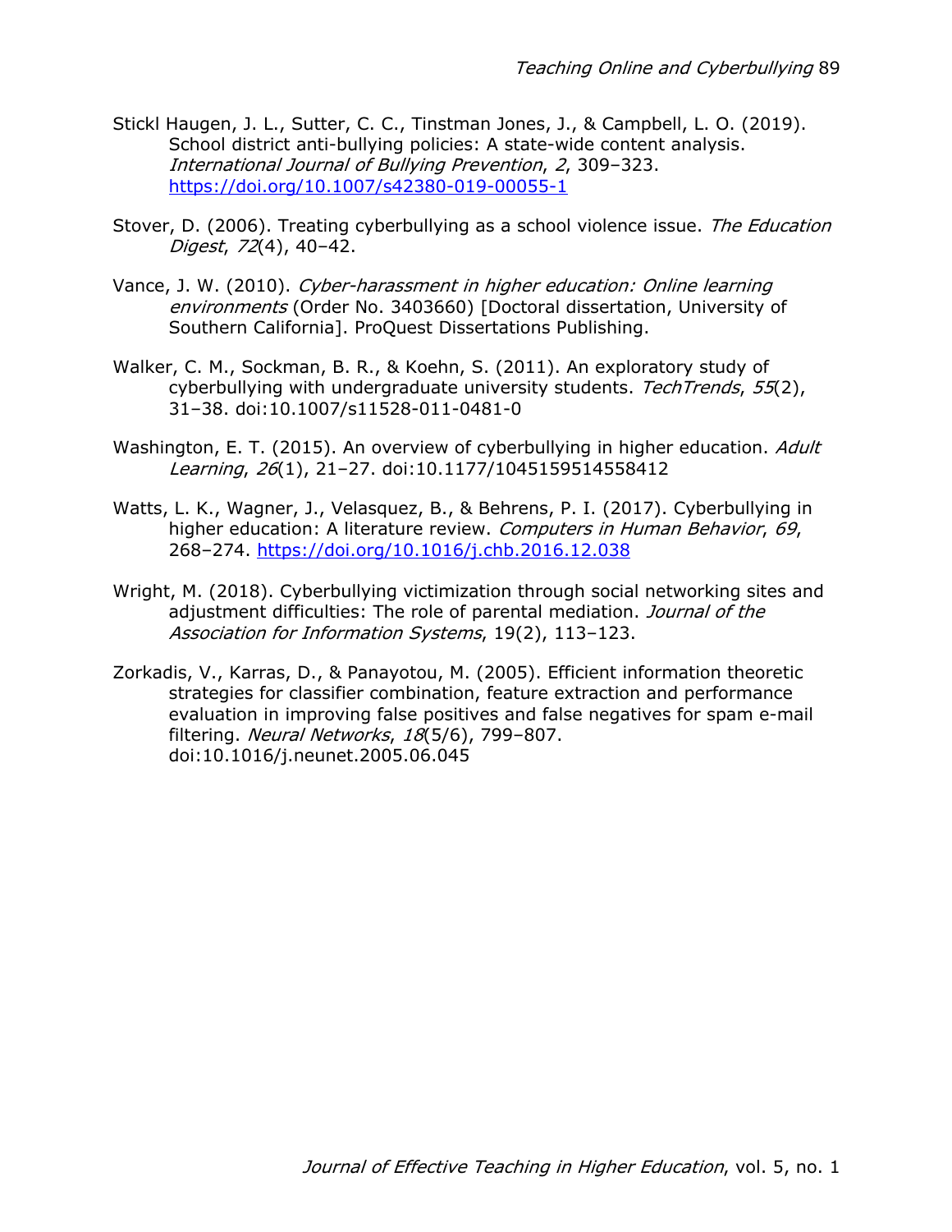Stickl Haugen, J. L., Sutter, C. C., Tinstman Jones, J., & Campbell, L. O. (2019). School district anti-bullying policies: A state-wide content analysis. *International Journal of Bullying Prevention*, *2*, 309–323. https://doi.org/10.1007/s42380-019-00055-1

Stover, D. (2006). Treating cyberbullying as a school violence issue. *The Education Digest*, *72*(4), 40–42.

Vance, J. W. (2010). *Cyber-harassment in higher education: Online learning environments* (Order No. 3403660) [Doctoral dissertation, University of Southern California]. ProQuest Dissertations Publishing.

Walker, C. M., Sockman, B. R., & Koehn, S. (2011). An exploratory study of cyberbullying with undergraduate university students. *TechTrends*, *55*(2), 31–38. doi:10.1007/s11528-011-0481-0

Washington, E. T. (2015). An overview of cyberbullying in higher education. *Adult Learning*, *26*(1), 21–27. doi:10.1177/1045159514558412

Watts, L. K., Wagner, J., Velasquez, B., & Behrens, P. I. (2017). Cyberbullying in higher education: A literature review. *Computers in Human Behavior*, *69*, 268–274. https://doi.org/10.1016/j.chb.2016.12.038

Wright, M. (2018). Cyberbullying victimization through social networking sites and adjustment difficulties: The role of parental mediation. *Journal of the Association for Information Systems*, 19(2), 113–123.

Zorkadis, V., Karras, D., & Panayotou, M. (2005). Efficient information theoretic strategies for classifier combination, feature extraction and performance evaluation in improving false positives and false negatives for spam e-mail filtering. *Neural Networks*, *18*(5/6), 799–807. doi:10.1016/j.neunet.2005.06.045